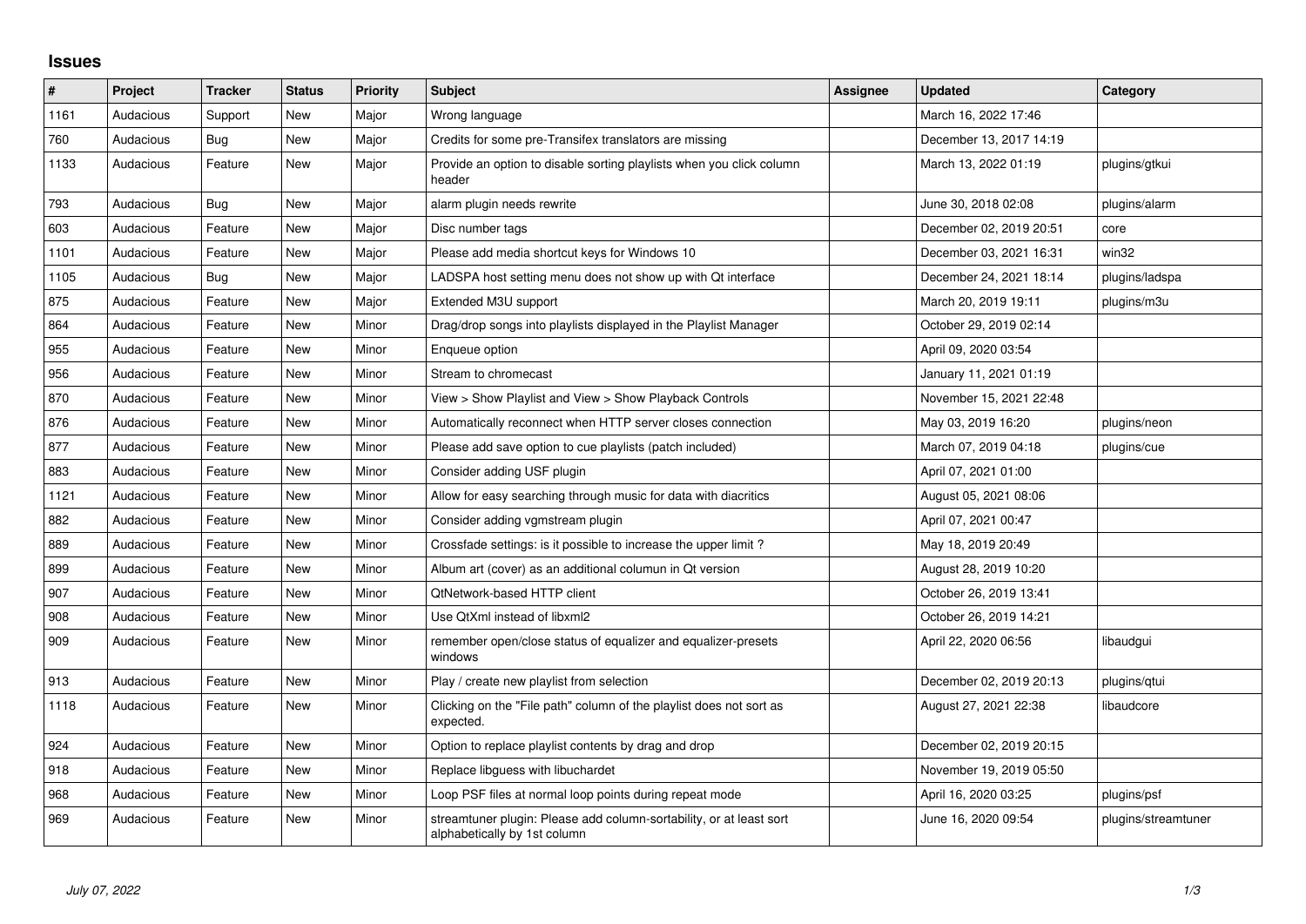## Issues

| # | Project | Tracker | Status | Priority | Subject | Assignee | Updated | Category |
|---|---|---|---|---|---|---|---|---|
| 1161 | Audacious | Support | New | Major | Wrong language | | March 16, 2022 17:46 | |
| 760 | Audacious | Bug | New | Major | Credits for some pre-Transifex translators are missing | | December 13, 2017 14:19 | |
| 1133 | Audacious | Feature | New | Major | Provide an option to disable sorting playlists when you click column header | | March 13, 2022 01:19 | plugins/gtkui |
| 793 | Audacious | Bug | New | Major | alarm plugin needs rewrite | | June 30, 2018 02:08 | plugins/alarm |
| 603 | Audacious | Feature | New | Major | Disc number tags | | December 02, 2019 20:51 | core |
| 1101 | Audacious | Feature | New | Major | Please add media shortcut keys for Windows 10 | | December 03, 2021 16:31 | win32 |
| 1105 | Audacious | Bug | New | Major | LADSPA host setting menu does not show up with Qt interface | | December 24, 2021 18:14 | plugins/ladspa |
| 875 | Audacious | Feature | New | Major | Extended M3U support | | March 20, 2019 19:11 | plugins/m3u |
| 864 | Audacious | Feature | New | Minor | Drag/drop songs into playlists displayed in the Playlist Manager | | October 29, 2019 02:14 | |
| 955 | Audacious | Feature | New | Minor | Enqueue option | | April 09, 2020 03:54 | |
| 956 | Audacious | Feature | New | Minor | Stream to chromecast | | January 11, 2021 01:19 | |
| 870 | Audacious | Feature | New | Minor | View > Show Playlist and View > Show Playback Controls | | November 15, 2021 22:48 | |
| 876 | Audacious | Feature | New | Minor | Automatically reconnect when HTTP server closes connection | | May 03, 2019 16:20 | plugins/neon |
| 877 | Audacious | Feature | New | Minor | Please add save option to cue playlists (patch included) | | March 07, 2019 04:18 | plugins/cue |
| 883 | Audacious | Feature | New | Minor | Consider adding USF plugin | | April 07, 2021 01:00 | |
| 1121 | Audacious | Feature | New | Minor | Allow for easy searching through music for data with diacritics | | August 05, 2021 08:06 | |
| 882 | Audacious | Feature | New | Minor | Consider adding vgmstream plugin | | April 07, 2021 00:47 | |
| 889 | Audacious | Feature | New | Minor | Crossfade settings: is it possible to increase the upper limit ? | | May 18, 2019 20:49 | |
| 899 | Audacious | Feature | New | Minor | Album art (cover) as an additional columun in Qt version | | August 28, 2019 10:20 | |
| 907 | Audacious | Feature | New | Minor | QtNetwork-based HTTP client | | October 26, 2019 13:41 | |
| 908 | Audacious | Feature | New | Minor | Use QtXml instead of libxml2 | | October 26, 2019 14:21 | |
| 909 | Audacious | Feature | New | Minor | remember open/close status of equalizer and equalizer-presets windows | | April 22, 2020 06:56 | libaudgui |
| 913 | Audacious | Feature | New | Minor | Play / create new playlist from selection | | December 02, 2019 20:13 | plugins/qtui |
| 1118 | Audacious | Feature | New | Minor | Clicking on the "File path" column of the playlist does not sort as expected. | | August 27, 2021 22:38 | libaudcore |
| 924 | Audacious | Feature | New | Minor | Option to replace playlist contents by drag and drop | | December 02, 2019 20:15 | |
| 918 | Audacious | Feature | New | Minor | Replace libguess with libuchardet | | November 19, 2019 05:50 | |
| 968 | Audacious | Feature | New | Minor | Loop PSF files at normal loop points during repeat mode | | April 16, 2020 03:25 | plugins/psf |
| 969 | Audacious | Feature | New | Minor | streamtuner plugin: Please add column-sortability, or at least sort alphabetically by 1st column | | June 16, 2020 09:54 | plugins/streamtuner |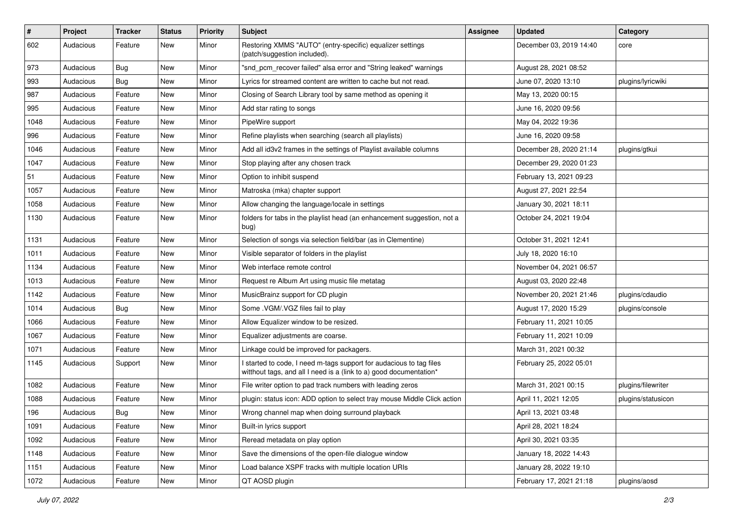| # | Project | Tracker | Status | Priority | Subject | Assignee | Updated | Category |
|---|---|---|---|---|---|---|---|---|
| 602 | Audacious | Feature | New | Minor | Restoring XMMS "AUTO" (entry-specific) equalizer settings (patch/suggestion included). | | December 03, 2019 14:40 | core |
| 973 | Audacious | Bug | New | Minor | "snd_pcm_recover failed" alsa error and "String leaked" warnings | | August 28, 2021 08:52 | |
| 993 | Audacious | Bug | New | Minor | Lyrics for streamed content are written to cache but not read. | | June 07, 2020 13:10 | plugins/lyricwiki |
| 987 | Audacious | Feature | New | Minor | Closing of Search Library tool by same method as opening it | | May 13, 2020 00:15 | |
| 995 | Audacious | Feature | New | Minor | Add star rating to songs | | June 16, 2020 09:56 | |
| 1048 | Audacious | Feature | New | Minor | PipeWire support | | May 04, 2022 19:36 | |
| 996 | Audacious | Feature | New | Minor | Refine playlists when searching (search all playlists) | | June 16, 2020 09:58 | |
| 1046 | Audacious | Feature | New | Minor | Add all id3v2 frames in the settings of Playlist available columns | | December 28, 2020 21:14 | plugins/gtkui |
| 1047 | Audacious | Feature | New | Minor | Stop playing after any chosen track | | December 29, 2020 01:23 | |
| 51 | Audacious | Feature | New | Minor | Option to inhibit suspend | | February 13, 2021 09:23 | |
| 1057 | Audacious | Feature | New | Minor | Matroska (mka) chapter support | | August 27, 2021 22:54 | |
| 1058 | Audacious | Feature | New | Minor | Allow changing the language/locale in settings | | January 30, 2021 18:11 | |
| 1130 | Audacious | Feature | New | Minor | folders for tabs in the playlist head (an enhancement suggestion, not a bug) | | October 24, 2021 19:04 | |
| 1131 | Audacious | Feature | New | Minor | Selection of songs via selection field/bar (as in Clementine) | | October 31, 2021 12:41 | |
| 1011 | Audacious | Feature | New | Minor | Visible separator of folders in the playlist | | July 18, 2020 16:10 | |
| 1134 | Audacious | Feature | New | Minor | Web interface remote control | | November 04, 2021 06:57 | |
| 1013 | Audacious | Feature | New | Minor | Request re Album Art using music file metatag | | August 03, 2020 22:48 | |
| 1142 | Audacious | Feature | New | Minor | MusicBrainz support for CD plugin | | November 20, 2021 21:46 | plugins/cdaudio |
| 1014 | Audacious | Bug | New | Minor | Some .VGM/.VGZ files fail to play | | August 17, 2020 15:29 | plugins/console |
| 1066 | Audacious | Feature | New | Minor | Allow Equalizer window to be resized. | | February 11, 2021 10:05 | |
| 1067 | Audacious | Feature | New | Minor | Equalizer adjustments are coarse. | | February 11, 2021 10:09 | |
| 1071 | Audacious | Feature | New | Minor | Linkage could be improved for packagers. | | March 31, 2021 00:32 | |
| 1145 | Audacious | Support | New | Minor | I started to code, I need m-tags support for audacious to tag files witthout tags, and all I need is a (link to a) good documentation* | | February 25, 2022 05:01 | |
| 1082 | Audacious | Feature | New | Minor | File writer option to pad track numbers with leading zeros | | March 31, 2021 00:15 | plugins/filewriter |
| 1088 | Audacious | Feature | New | Minor | plugin: status icon: ADD option to select tray mouse Middle Click action | | April 11, 2021 12:05 | plugins/statusicon |
| 196 | Audacious | Bug | New | Minor | Wrong channel map when doing surround playback | | April 13, 2021 03:48 | |
| 1091 | Audacious | Feature | New | Minor | Built-in lyrics support | | April 28, 2021 18:24 | |
| 1092 | Audacious | Feature | New | Minor | Reread metadata on play option | | April 30, 2021 03:35 | |
| 1148 | Audacious | Feature | New | Minor | Save the dimensions of the open-file dialogue window | | January 18, 2022 14:43 | |
| 1151 | Audacious | Feature | New | Minor | Load balance XSPF tracks with multiple location URIs | | January 28, 2022 19:10 | |
| 1072 | Audacious | Feature | New | Minor | QT AOSD plugin | | February 17, 2021 21:18 | plugins/aosd |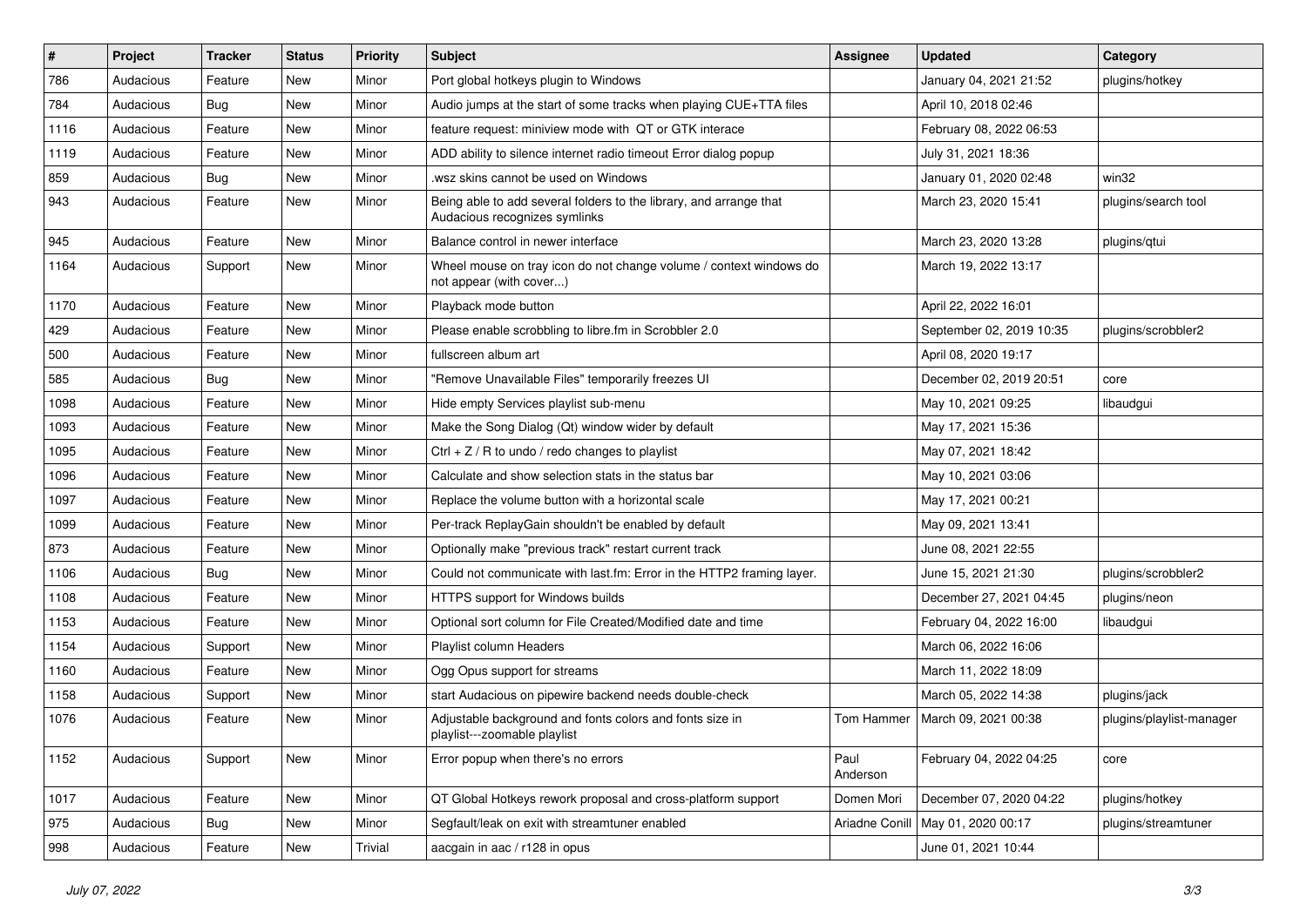| # | Project | Tracker | Status | Priority | Subject | Assignee | Updated | Category |
|---|---|---|---|---|---|---|---|---|
| 786 | Audacious | Feature | New | Minor | Port global hotkeys plugin to Windows | | January 04, 2021 21:52 | plugins/hotkey |
| 784 | Audacious | Bug | New | Minor | Audio jumps at the start of some tracks when playing CUE+TTA files | | April 10, 2018 02:46 | |
| 1116 | Audacious | Feature | New | Minor | feature request: miniview mode with QT or GTK interace | | February 08, 2022 06:53 | |
| 1119 | Audacious | Feature | New | Minor | ADD ability to silence internet radio timeout Error dialog popup | | July 31, 2021 18:36 | |
| 859 | Audacious | Bug | New | Minor | .wsz skins cannot be used on Windows | | January 01, 2020 02:48 | win32 |
| 943 | Audacious | Feature | New | Minor | Being able to add several folders to the library, and arrange that Audacious recognizes symlinks | | March 23, 2020 15:41 | plugins/search tool |
| 945 | Audacious | Feature | New | Minor | Balance control in newer interface | | March 23, 2020 13:28 | plugins/qtui |
| 1164 | Audacious | Support | New | Minor | Wheel mouse on tray icon do not change volume / context windows do not appear (with cover...) | | March 19, 2022 13:17 | |
| 1170 | Audacious | Feature | New | Minor | Playback mode button | | April 22, 2022 16:01 | |
| 429 | Audacious | Feature | New | Minor | Please enable scrobbling to libre.fm in Scrobbler 2.0 | | September 02, 2019 10:35 | plugins/scrobbler2 |
| 500 | Audacious | Feature | New | Minor | fullscreen album art | | April 08, 2020 19:17 | |
| 585 | Audacious | Bug | New | Minor | "Remove Unavailable Files" temporarily freezes UI | | December 02, 2019 20:51 | core |
| 1098 | Audacious | Feature | New | Minor | Hide empty Services playlist sub-menu | | May 10, 2021 09:25 | libaudgui |
| 1093 | Audacious | Feature | New | Minor | Make the Song Dialog (Qt) window wider by default | | May 17, 2021 15:36 | |
| 1095 | Audacious | Feature | New | Minor | Ctrl + Z / R to undo / redo changes to playlist | | May 07, 2021 18:42 | |
| 1096 | Audacious | Feature | New | Minor | Calculate and show selection stats in the status bar | | May 10, 2021 03:06 | |
| 1097 | Audacious | Feature | New | Minor | Replace the volume button with a horizontal scale | | May 17, 2021 00:21 | |
| 1099 | Audacious | Feature | New | Minor | Per-track ReplayGain shouldn't be enabled by default | | May 09, 2021 13:41 | |
| 873 | Audacious | Feature | New | Minor | Optionally make "previous track" restart current track | | June 08, 2021 22:55 | |
| 1106 | Audacious | Bug | New | Minor | Could not communicate with last.fm: Error in the HTTP2 framing layer. | | June 15, 2021 21:30 | plugins/scrobbler2 |
| 1108 | Audacious | Feature | New | Minor | HTTPS support for Windows builds | | December 27, 2021 04:45 | plugins/neon |
| 1153 | Audacious | Feature | New | Minor | Optional sort column for File Created/Modified date and time | | February 04, 2022 16:00 | libaudgui |
| 1154 | Audacious | Support | New | Minor | Playlist column Headers | | March 06, 2022 16:06 | |
| 1160 | Audacious | Feature | New | Minor | Ogg Opus support for streams | | March 11, 2022 18:09 | |
| 1158 | Audacious | Support | New | Minor | start Audacious on pipewire backend needs double-check | | March 05, 2022 14:38 | plugins/jack |
| 1076 | Audacious | Feature | New | Minor | Adjustable background and fonts colors and fonts size in playlist---zoomable playlist | Tom Hammer | March 09, 2021 00:38 | plugins/playlist-manager |
| 1152 | Audacious | Support | New | Minor | Error popup when there's no errors | Paul Anderson | February 04, 2022 04:25 | core |
| 1017 | Audacious | Feature | New | Minor | QT Global Hotkeys rework proposal and cross-platform support | Domen Mori | December 07, 2020 04:22 | plugins/hotkey |
| 975 | Audacious | Bug | New | Minor | Segfault/leak on exit with streamtuner enabled | Ariadne Conill | May 01, 2020 00:17 | plugins/streamtuner |
| 998 | Audacious | Feature | New | Trivial | aacgain in aac / r128 in opus | | June 01, 2021 10:44 | |

*July 07, 2022*